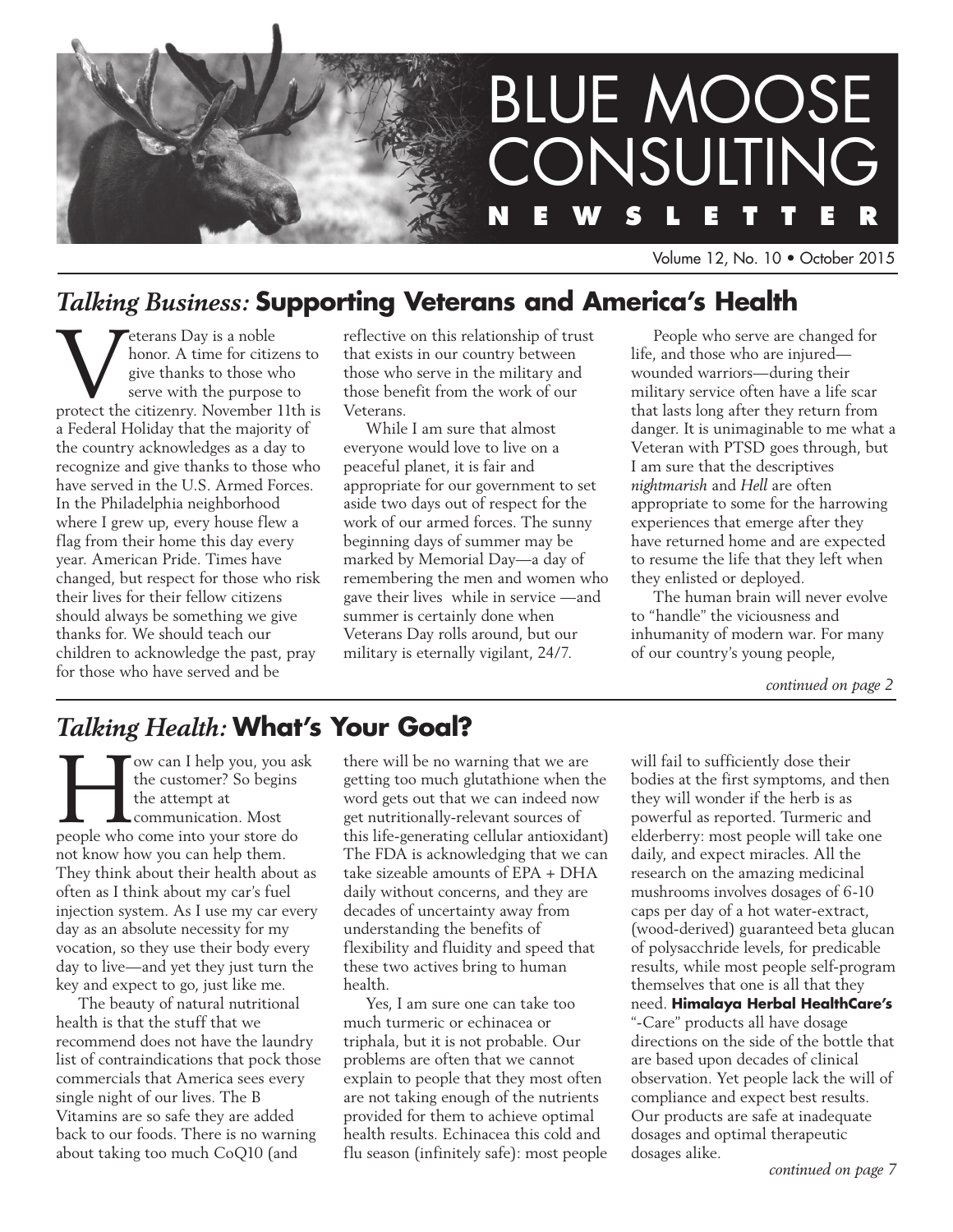// Blue Moose Consulting Newsletter, Volume 12, No. 10 • October 2015

# BLUE MOOSE CONSULTING NEWSLETTER

Volume 12, No. 10 • October 2015

## *Talking Business:* Supporting Veterans and America's Health

Veterans Day is a noble honor. A time for citizens to give thanks to those who serve with the purpose to protect the citizenry. November 11th is a Federal Holiday that the majority of the country acknowledges as a day to recognize and give thanks to those who have served in the U.S. Armed Forces. In the Philadelphia neighborhood where I grew up, every house flew a flag from their home this day every year. American Pride. Times have changed, but respect for those who risk their lives for their fellow citizens should always be something we give thanks for. We should teach our children to acknowledge the past, pray for those who have served and be reflective on this relationship of trust that exists in our country between those who serve in the military and those benefit from the work of our Veterans.

While I am sure that almost everyone would love to live on a peaceful planet, it is fair and appropriate for our government to set aside two days out of respect for the work of our armed forces. The sunny beginning days of summer may be marked by Memorial Day—a day of remembering the men and women who gave their lives while in service —and summer is certainly done when Veterans Day rolls around, but our military is eternally vigilant, 24/7.

People who serve are changed for life, and those who are injured—wounded warriors—during their military service often have a life scar that lasts long after they return from danger. It is unimaginable to me what a Veteran with PTSD goes through, but I am sure that the descriptives *nightmarish* and *Hell* are often appropriate to some for the harrowing experiences that emerge after they have returned home and are expected to resume the life that they left when they enlisted or deployed.

The human brain will never evolve to "handle" the viciousness and inhumanity of modern war. For many of our country's young people,

*continued on page 2*

## *Talking Health:* What's Your Goal?

How can I help you, you ask the customer? So begins the attempt at communication. Most people who come into your store do not know how you can help them. They think about their health about as often as I think about my car's fuel injection system. As I use my car every day as an absolute necessity for my vocation, so they use their body every day to live—and yet they just turn the key and expect to go, just like me.

The beauty of natural nutritional health is that the stuff that we recommend does not have the laundry list of contraindications that pock those commercials that America sees every single night of our lives. The B Vitamins are so safe they are added back to our foods. There is no warning about taking too much CoQ10 (and there will be no warning that we are getting too much glutathione when the word gets out that we can indeed now get nutritionally-relevant sources of this life-generating cellular antioxidant) The FDA is acknowledging that we can take sizeable amounts of EPA + DHA daily without concerns, and they are decades of uncertainty away from understanding the benefits of flexibility and fluidity and speed that these two actives bring to human health.

Yes, I am sure one can take too much turmeric or echinacea or triphala, but it is not probable. Our problems are often that we cannot explain to people that they most often are not taking enough of the nutrients provided for them to achieve optimal health results. Echinacea this cold and flu season (infinitely safe): most people will fail to sufficiently dose their bodies at the first symptoms, and then they will wonder if the herb is as powerful as reported. Turmeric and elderberry: most people will take one daily, and expect miracles. All the research on the amazing medicinal mushrooms involves dosages of 6-10 caps per day of a hot water-extract, (wood-derived) guaranteed beta glucan of polysaccharide levels, for predicable results, while most people self-program themselves that one is all that they need. **Himalaya Herbal HealthCare's** "-Care" products all have dosage directions on the side of the bottle that are based upon decades of clinical observation. Yet people lack the will of compliance and expect best results. Our products are safe at inadequate dosages and optimal therapeutic dosages alike.

*continued on page 7*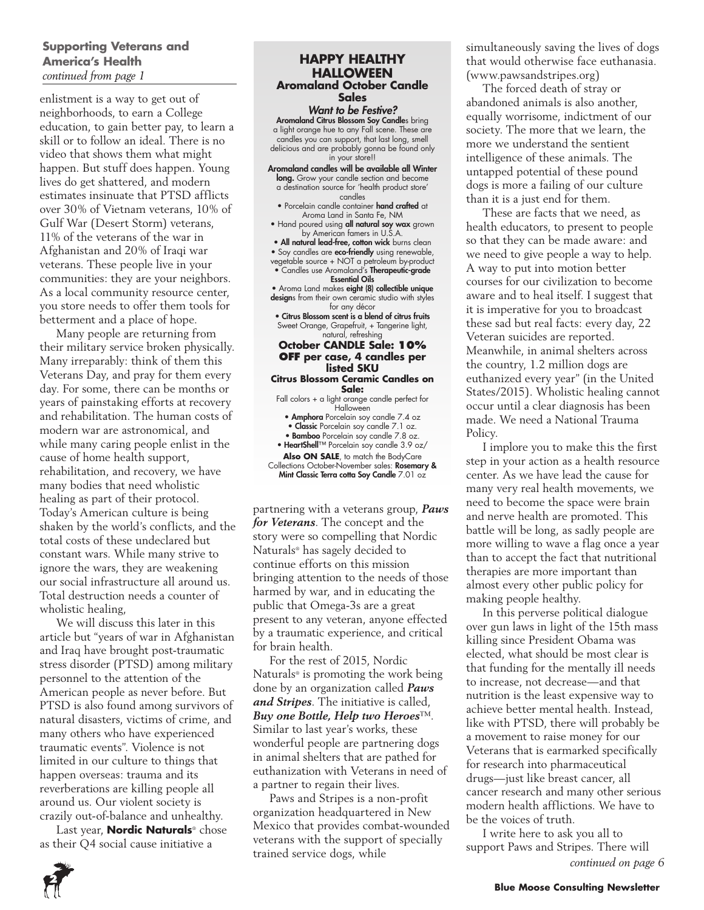### Supporting Veterans and America's Health
*continued from page 1*

enlistment is a way to get out of neighborhoods, to earn a College education, to gain better pay, to learn a skill or to follow an ideal. There is no video that shows them what might happen. But stuff does happen. Young lives do get shattered, and modern estimates insinuate that PTSD afflicts over 30% of Vietnam veterans, 10% of Gulf War (Desert Storm) veterans, 11% of the veterans of the war in Afghanistan and 20% of Iraqi war veterans. These people live in your communities: they are your neighbors. As a local community resource center, you store needs to offer them tools for betterment and a place of hope.

Many people are returning from their military service broken physically. Many irreparably: think of them this Veterans Day, and pray for them every day. For some, there can be months or years of painstaking efforts at recovery and rehabilitation. The human costs of modern war are astronomical, and while many caring people enlist in the cause of home health support, rehabilitation, and recovery, we have many bodies that need wholistic healing as part of their protocol. Today's American culture is being shaken by the world's conflicts, and the total costs of these undeclared but constant wars. While many strive to ignore the wars, they are weakening our social infrastructure all around us. Total destruction needs a counter of wholistic healing,

We will discuss this later in this article but "years of war in Afghanistan and Iraq have brought post-traumatic stress disorder (PTSD) among military personnel to the attention of the American people as never before. But PTSD is also found among survivors of natural disasters, victims of crime, and many others who have experienced traumatic events". Violence is not limited in our culture to things that happen overseas: trauma and its reverberations are killing people all around us. Our violent society is crazily out-of-balance and unhealthy.

Last year, **Nordic Naturals**® chose as their Q4 social cause initiative a partnering with a veterans group, ***Paws for Veterans***. The concept and the story were so compelling that Nordic Naturals® has sagely decided to continue efforts on this mission bringing attention to the needs of those harmed by war, and in educating the public that Omega-3s are a great present to any veteran, anyone effected by a traumatic experience, and critical for brain health.

For the rest of 2015, Nordic Naturals® is promoting the work being done by an organization called ***Paws and Stripes***. The initiative is called, ***Buy one Bottle, Help two Heroes***™. Similar to last year's works, these wonderful people are partnering dogs in animal shelters that are pathed for euthanization with Veterans in need of a partner to regain their lives.

Paws and Stripes is a non-profit organization headquartered in New Mexico that provides combat-wounded veterans with the support of specially trained service dogs, while simultaneously saving the lives of dogs that would otherwise face euthanasia. (www.pawsandstripes.org)

The forced death of stray or abandoned animals is also another, equally worrisome, indictment of our society. The more that we learn, the more we understand the sentient intelligence of these animals. The untapped potential of these pound dogs is more a failing of our culture than it is a just end for them.

These are facts that we need, as health educators, to present to people so that they can be made aware: and we need to give people a way to help. A way to put into motion better courses for our civilization to become aware and to heal itself. I suggest that it is imperative for you to broadcast these sad but real facts: every day, 22 Veteran suicides are reported. Meanwhile, in animal shelters across the country, 1.2 million dogs are euthanized every year" (in the United States/2015). Wholistic healing cannot occur until a clear diagnosis has been made. We need a National Trauma Policy.

I implore you to make this the first step in your action as a health resource center. As we have lead the cause for many very real health movements, we need to become the space were brain and nerve health are promoted. This battle will be long, as sadly people are more willing to wave a flag once a year than to accept the fact that nutritional therapies are more important than almost every other public policy for making people healthy.

In this perverse political dialogue over gun laws in light of the 15th mass killing since President Obama was elected, what should be most clear is that funding for the mentally ill needs to increase, not decrease—and that nutrition is the least expensive way to achieve better mental health. Instead, like with PTSD, there will probably be a movement to raise money for our Veterans that is earmarked specifically for research into pharmaceutical drugs—just like breast cancer, all cancer research and many other serious modern health afflictions. We have to be the voices of truth.

I write here to ask you all to support Paws and Stripes. There will

*continued on page 6*

---

## HAPPY HEALTHY HALLOWEEN
### Aromaland October Candle Sales

***Want to be Festive?***
**Aromaland Citrus Blossom Soy Candle**s bring a light orange hue to any Fall scene. These are candles you can support, that last long, smell delicious and are probably gonna be found only in your store!!

**Aromaland candles will be available all Winter long.** Grow your candle section and become a destination source for 'health product store' candles

- Porcelain candle container **hand crafted** at Aroma Land in Santa Fe, NM
- Hand poured using **all natural soy wax** grown by American famers in U.S.A.
- **All natural lead-free, cotton wick** burns clean
- Soy candles are **eco-friendly** using renewable, vegetable source + NOT a petroleum by-product
- Candles use Aromaland's **Therapeutic-grade Essential Oils**
- Aroma Land makes **eight (8) collectible unique design**s from their own ceramic studio with styles for any décor
- **Citrus Blossom scent is a blend of citrus fruits** Sweet Orange, Grapefruit, + Tangerine light, natural, refreshing

**October CANDLE Sale: 10% OFF per case, 4 candles per listed SKU**

**Citrus Blossom Ceramic Candles on Sale:**
Fall colors + a light orange candle perfect for Halloween

- **Amphora** Porcelain soy candle 7.4 oz
- **Classic** Porcelain soy candle 7.1 oz.
- **Bamboo** Porcelain soy candle 7.8 oz.
- **HeartShell**™ Porcelain soy candle 3.9 oz/

**Also ON SALE**, to match the BodyCare Collections October-November sales: **Rosemary & Mint Classic Terra cotta Soy Candle** 7.01 oz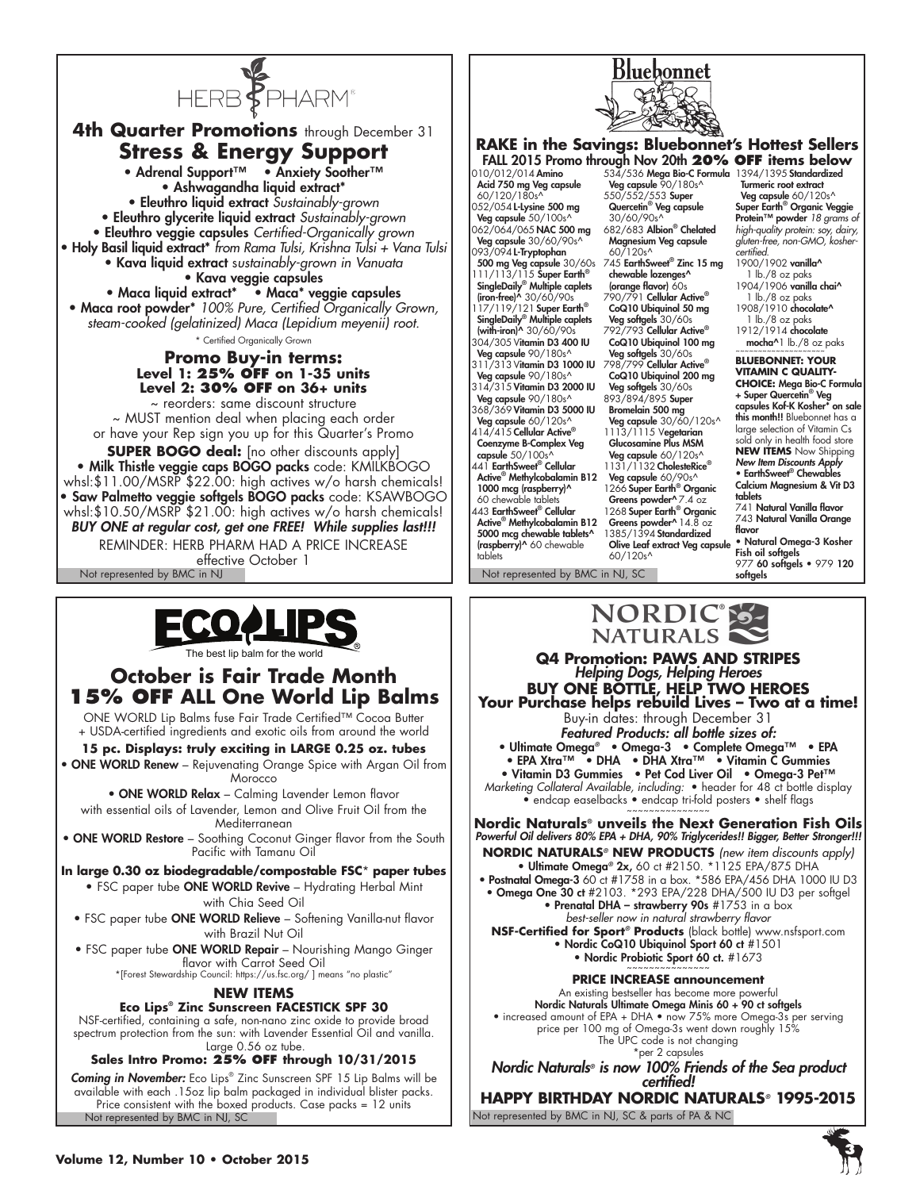# HERB PHARM

## 4th Quarter Promotions through December 31

## Stress & Energy Support

- Adrenal Support™
- Anxiety Soother™
- Ashwagandha liquid extract*
- Eleuthro liquid extract *Sustainably-grown*
- Eleuthro glycerite liquid extract *Sustainably-grown*
- Eleuthro veggie capsules *Certified-Organically grown*
- Holy Basil liquid extract* *from Rama Tulsi, Krishna Tulsi + Vana Tulsi*
- Kava liquid extract *sustainably-grown in Vanuata*
- Kava veggie capsules
- Maca liquid extract*
- Maca* veggie capsules
- Maca root powder* *100% Pure, Certified Organically Grown, steam-cooked (gelatinized) Maca (Lepidium meyenii) root.*

* Certified Organically Grown

### Promo Buy-in terms:

**Level 1: 25% OFF on 1-35 units**
**Level 2: 30% OFF on 36+ units**

~ reorders: same discount structure
~ MUST mention deal when placing each order or have your Rep sign you up for this Quarter's Promo

**SUPER BOGO deal:** [no other discounts apply]

- **Milk Thistle veggie caps BOGO packs** code: KMILKBOGO whsl:$11.00/MSRP $22.00: high actives w/o harsh chemicals!
- **Saw Palmetto veggie softgels BOGO packs** code: KSAWBOGO whsl:$10.50/MSRP $21.00: high actives w/o harsh chemicals!

***BUY ONE at regular cost, get one FREE! While supplies last!!!***

REMINDER: HERB PHARM HAD A PRICE INCREASE effective October 1

Not represented by BMC in NJ

---

# Bluebonnet

## RAKE in the Savings: Bluebonnet's Hottest Sellers

**FALL 2015 Promo through Nov 20th 20% OFF items below**

- 010/012/014 **Amino Acid 750 mg Veg capsule** 60/120/180s^
- 052/054 **L-Lysine 500 mg Veg capsule** 50/100s^
- 062/064/065 **NAC 500 mg Veg capsule** 30/60/90s^
- 093/094 **L-Tryptophan 500 mg Veg capsule** 30/60s
- 111/113/115 **Super Earth® SingleDaily® Multiple caplets (iron-free)^** 30/60/90s
- 117/119/121 **Super Earth® SingleDaily® Multiple caplets (with-iron)^** 30/60/90s
- 304/305 **Vitamin D3 400 IU Veg capsule** 90/180s^
- 311/313 **Vitamin D3 1000 IU Veg capsule** 90/180s^
- 314/315 **Vitamin D3 2000 IU Veg capsule** 90/180s^
- 368/369 **Vitamin D3 5000 IU Veg capsule** 60/120s^
- 414/415 **Cellular Active® Coenzyme B-Complex Veg capsule** 50/100s^
- 441 **EarthSweet® Cellular Active® Methylcobalamin B12 1000 mcg (raspberry)^** 60 chewable tablets
- 443 **EarthSweet® Cellular Active® Methylcobalamin B12 5000 mcg chewable tablets^ (raspberry)^** 60 chewable tablets
- 534/536 **Mega Bio-C Formula Veg capsule** 90/180s^
- 550/552/553 **Super Quercetin® Veg capsule** 30/60/90s^
- 682/683 **Albion® Chelated Magnesium Veg capsule** 60/120s^
- 745 **EarthSweet® Zinc 15 mg chewable lozenges^ (orange flavor)** 60s
- 790/791 **Cellular Active® CoQ10 Ubiquinol 50 mg Veg softgels** 30/60s
- 792/793 **Cellular Active® CoQ10 Ubiquinol 100 mg Veg softgels** 30/60s
- 798/799 **Cellular Active® CoQ10 Ubiquinol 200 mg Veg softgels** 30/60s
- 893/894/895 **Super Bromelain 500 mg Veg capsule** 30/60/120s^
- 1113/1115 **Vegetarian Glucosamine Plus MSM Veg capsule** 60/120s^
- 1131/1132 **CholesteRice® Veg capsule** 60/90s^
- 1266 **Super Earth® Organic Greens powder^** 7.4 oz
- 1268 **Super Earth® Organic Greens powder^** 14.8 oz
- 1385/1394 **Standardized Olive Leaf extract Veg capsule** 60/120s^
- 1394/1395 **Standardized Turmeric root extract Veg capsule** 60/120s^
- **Super Earth® Organic Veggie Protein™ powder** *18 grams of high-quality protein: soy, dairy, gluten-free, non-GMO, kosher-certified.*
  - 1900/1902 **vanilla^** 1 lb./8 oz paks
  - 1904/1906 **vanilla chai^** 1 lb./8 oz paks
  - 1908/1910 **chocolate^** 1 lb./8 oz paks
  - 1912/1914 **chocolate mocha^** 1 lb./8 oz paks

**BLUEBONNET: YOUR VITAMIN C QUALITY-CHOICE:** Mega Bio-C Formula + Super Quercetin® Veg capsules Kof-K Kosher* on sale this month!! Bluebonnet has a large selection of Vitamin Cs sold only in health food store

**NEW ITEMS** Now Shipping
*New Item Discounts Apply*

- EarthSweet® Chewables Calcium Magnesium & Vit D3 tablets
  - 741 **Natural Vanilla flavor**
  - 743 **Natural Vanilla Orange flavor**
- Natural Omega-3 Kosher Fish oil softgels
  - 977 **60 softgels** • 979 **120 softgels**

Not represented by BMC in NJ, SC

---

# ECO LIPS

The best lip balm for the world

## October is Fair Trade Month

## 15% OFF ALL One World Lip Balms

ONE WORLD Lip Balms fuse Fair Trade Certified™ Cocoa Butter + USDA-certified ingredients and exotic oils from around the world

**15 pc. Displays: truly exciting in LARGE 0.25 oz. tubes**

- **ONE WORLD Renew** – Rejuvenating Orange Spice with Argan Oil from Morocco
- **ONE WORLD Relax** – Calming Lavender Lemon flavor with essential oils of Lavender, Lemon and Olive Fruit Oil from the Mediterranean
- **ONE WORLD Restore** – Soothing Coconut Ginger flavor from the South Pacific with Tamanu Oil

**In large 0.30 oz biodegradable/compostable FSC* paper tubes**

- FSC paper tube **ONE WORLD Revive** – Hydrating Herbal Mint with Chia Seed Oil
- FSC paper tube **ONE WORLD Relieve** – Softening Vanilla-nut flavor with Brazil Nut Oil
- FSC paper tube **ONE WORLD Repair** – Nourishing Mango Ginger flavor with Carrot Seed Oil

*[Forest Stewardship Council: https://us.fsc.org/ ] means "no plastic"

### NEW ITEMS

**Eco Lips® Zinc Sunscreen FACESTICK SPF 30**

NSF-certified, containing a safe, non-nano zinc oxide to provide broad spectrum protection from the sun: with Lavender Essential Oil and vanilla. Large 0.56 oz tube.

**Sales Intro Promo: 25% OFF through 10/31/2015**

***Coming in November:*** Eco Lips® Zinc Sunscreen SPF 15 Lip Balms will be available with each .15oz lip balm packaged in individual blister packs. Price consistent with the boxed products. Case packs = 12 units

Not represented by BMC in NJ, SC

---

# NORDIC® NATURALS

## Q4 Promotion: PAWS AND STRIPES

*Helping Dogs, Helping Heroes*

## BUY ONE BOTTLE, HELP TWO HEROES

**Your Purchase helps rebuild Lives – Two at a time!**

Buy-in dates: through December 31

***Featured Products: all bottle sizes of:***

- Ultimate Omega® • Omega-3 • Complete Omega™ • EPA
- EPA Xtra™ • DHA • DHA Xtra™ • Vitamin C Gummies
- Vitamin D3 Gummies • Pet Cod Liver Oil • Omega-3 Pet™

*Marketing Collateral Available, including:* • header for 48 ct bottle display • endcap easelbacks • endcap tri-fold posters • shelf flags

### Nordic Naturals® unveils the Next Generation Fish Oils

*Powerful Oil delivers 80% EPA + DHA, 90% Triglycerides!! Bigger, Better Stronger!!!*

**NORDIC NATURALS® NEW PRODUCTS** *(new item discounts apply)*

- **Ultimate Omega® 2x,** 60 ct #2150. *1125 EPA/875 DHA
- **Postnatal Omega-3** 60 ct #1758 in a box. *586 EPA/456 DHA 1000 IU D3
- **Omega One 30 ct** #2103. *293 EPA/228 DHA/500 IU D3 per softgel
- **Prenatal DHA – strawberry 90s** #1753 in a box *best-seller now in natural strawberry flavor*

**NSF-Certified for Sport® Products** (black bottle) www.nsfsport.com

- **Nordic CoQ10 Ubiquinol Sport 60 ct** #1501
- **Nordic Probiotic Sport 60 ct.** #1673

**PRICE INCREASE announcement**

An existing bestseller has become more powerful
**Nordic Naturals Ultimate Omega Minis 60 + 90 ct softgels**
• increased amount of EPA + DHA • now 75% more Omega-3s per serving price per 100 mg of Omega-3s went down roughly 15%
The UPC code is not changing
*per 2 capsules

***Nordic Naturals® is now 100% Friends of the Sea product certified!***

**HAPPY BIRTHDAY NORDIC NATURALS® 1995-2015**

Not represented by BMC in NJ, SC & parts of PA & NC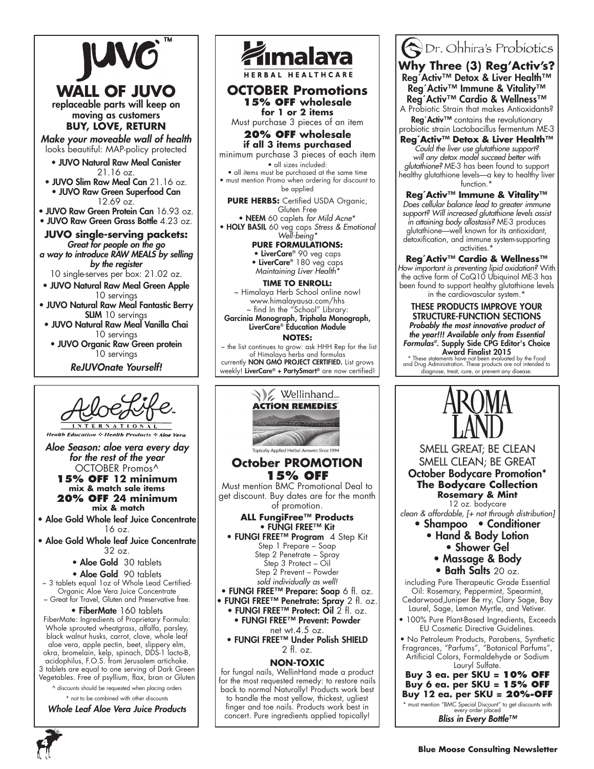# JUVO™

## WALL OF JUVO

replaceable parts will keep on moving as customers

**BUY, LOVE, RETURN**

*Make your moveable wall of health* looks beautiful: MAP-policy protected

- **JUVO Natural Raw Meal Canister** 21.16 oz.
- **JUVO Slim Raw Meal Can** 21.16 oz.
- **JUVO Raw Green Superfood Can** 12.69 oz.
- **JUVO Raw Green Protein Can** 16.93 oz.
- **JUVO Raw Green Grass Bottle** 4.23 oz.

**JUVO single-serving packets:**

*Great for people on the go a way to introduce RAW MEALS by selling by the register*

10 single-serves per box: 21.02 oz.

- **JUVO Natural Raw Meal Green Apple** 10 servings
- **JUVO Natural Raw Meal Fantastic Berry SLIM** 10 servings
- **JUVO Natural Raw Meal Vanilla Chai** 10 servings
- **JUVO Organic Raw Green protein** 10 servings

***ReJUVOnate Yourself!***

# Himalaya HERBAL HEALTHCARE

## OCTOBER Promotions

**15% OFF wholesale for 1 or 2 items**

Must purchase 3 pieces of an item

**20% OFF wholesale if all 3 items purchased**

minimum purchase 3 pieces of each item

- all sizes included:
- all items must be purchased at the same time
- must mention Promo when ordering for discount to be applied

**PURE HERBS:** Certified USDA Organic, Gluten Free

- **NEEM** 60 caplets *for Mild Acne\**
- **HOLY BASIL** 60 veg caps *Stress & Emotional Well-being\**

**PURE FORMULATIONS:**

- **LiverCare®** 90 veg caps
- **LiverCare®** 180 veg caps

*Maintaining Liver Health\**

**TIME TO ENROLL:**

~ Himalaya Herb School online now! www.himalayausa.com/hhs
~ find In the "School" Library:
**Garcinia Monograph, Triphala Monograph, LiverCare® Education Module**

**NOTES:**

~ the list continues to grow: ask HHH Rep for the list of Himalaya herbs and formulas currently **NON GMO PROJECT CERTIFIED.** List grows weekly! **LiverCare® + PartySmart®** are now certified!

# Dr. Ohhira's Probiotics

## Why Three (3) Reg´Activ's?

**Reg´Activ™ Detox & Liver Health™**
**Reg´Activ™ Immune & Vitality™**
**Reg´Activ™ Cardio & Wellness™**

A Probiotic Strain that makes Antioxidants?

**Reg´Activ™** contains the revolutionary probiotic strain Lactobacillus fermentum ME-3

**Reg´Activ™ Detox & Liver Health™**

*Could the liver use glutathione support? will any detox model succeed better with glutathione?* ME-3 has been found to support healthy glutathione levels—a key to healthy liver function.\*

**Reg´Activ™ Immune & Vitality™**

*Does cellular balance lead to greater immune support? Will increased glutathione levels assist in attaining body allostasis?* ME-3 produces glutathione—well known for its antioxidant, detoxification, and immune system-supporting activities.\*

**Reg´Activ™ Cardio & Wellness™**

*How important is preventing lipid oxidation?* With the active form of CoQ10 Ubiquinol ME-3 has been found to support healthy glutathione levels in the cardiovascular system.\*

**THESE PRODUCTS IMPROVE YOUR STRUCTURE-FUNCTION SECTIONS**

***Probably the most innovative product of the year!!! Available only from Essential Formulas®.*** **Supply Side CPG Editor's Choice Award Finalist 2015**

\* These statements have not been evaluated by the Food and Drug Administration. These products are not intended to diagnose, treat, cure, or prevent any disease.

# AloeLife INTERNATIONAL

Health Education ✣ Health Products ✣ Aloe Vera

*Aloe Season: aloe vera every day for the rest of the year*

OCTOBER Promos^

**15% OFF 12 minimum mix & match sale items**

**20% OFF 24 minimum mix & match**

- **Aloe Gold Whole leaf Juice Concentrate** 16 oz.
- **Aloe Gold Whole leaf Juice Concentrate** 32 oz.
- **Aloe Gold** 30 tablets
- **Aloe Gold** 90 tablets

~ 3 tablets equal 1oz of Whole Lead Certified-Organic Aloe Vera Juice Concentrate
~ Great for Travel, Gluten and Preservative free.

- **FiberMate** 160 tablets

FiberMate: Ingredients of Proprietary Formula: Whole sprouted wheatgrass, alfalfa, parsley, black walnut husks, carrot, clove, whole leaf aloe vera, apple pectin, beet, slippery elm, okra, bromelain, kelp, spinach, DDS-1 lacto-B, acidophilus, F.O.S. from Jerusalem artichoke. 3 tablets are equal to one serving of Dark Green Vegetables. Free of psyllium, flax, bran or Gluten

^ discounts should be requested when placing orders

\* not to be combined with other discounts

***Whole Leaf Aloe Vera Juice Products***

# Wellinhand ACTION REMEDIES

Topically Applied Herbal Answers Since 1994

## October PROMOTION 15% OFF

Must mention BMC Promotional Deal to get discount. Buy dates are for the month of promotion.

**ALL FungiFree™ Products**

- **FUNGI FREE™ Kit**
- **FUNGI FREE™ Program** 4 Step Kit
  Step 1 Prepare – Soap
  Step 2 Penetrate – Spray
  Step 3 Protect – Oil
  Step 2 Prevent – Powder
  *sold individually as well!*
- **FUNGI FREE™ Prepare: Soap** 6 fl. oz.
- **FUNGI FREE™ Penetrate: Spray** 2 fl. oz.
- **FUNGI FREE™ Protect: Oil** 2 fl. oz.
- **FUNGI FREE™ Prevent: Powder** net wt.4.5 oz.
- **FUNGI FREE™ Under Polish SHIELD** 2 fl. oz.

**NON-TOXIC**

for fungal nails, WellinHand made a product for the most requested remedy: to restore nails back to normal Naturally! Products work best to handle the most yellow, thickest, ugliest finger and toe nails. Products work best in concert. Pure ingredients applied topically!

# AROMA LAND

SMELL GREAT; BE CLEAN
SMELL CLEAN; BE GREAT

**October Bodycare Promotion\***

**The Bodycare Collection**

**Rosemary & Mint**

12 oz. bodycare

*clean & affordable, [+ not through distribution]*

- **Shampoo**
- **Conditioner**
- **Hand & Body Lotion**
- **Shower Gel**
- **Massage & Body**
- **Bath Salts** 20 oz.

including Pure Therapeutic Grade Essential Oil: Rosemary, Peppermint, Spearmint, Cedarwood,Juniper Be rry, Clary Sage, Bay Laurel, Sage, Lemon Myrtle, and Vetiver.

- 100% Pure Plant-Based Ingredients, Exceeds EU Cosmetic Directive Guidelines.
- No Petroleum Products, Parabens, Synthetic Fragrances, "Parfums", "Botanical Parfums", Artificial Colors, Formaldehyde or Sodium Lauryl Sulfate.

**Buy 3 ea. per SKU = 10% OFF**
**Buy 6 ea. per SKU = 15% OFF**
**Buy 12 ea. per SKU = 20%-OFF**

\* must mention "BMC Special Discount" to get discounts with every order placed

***Bliss in Every Bottle™***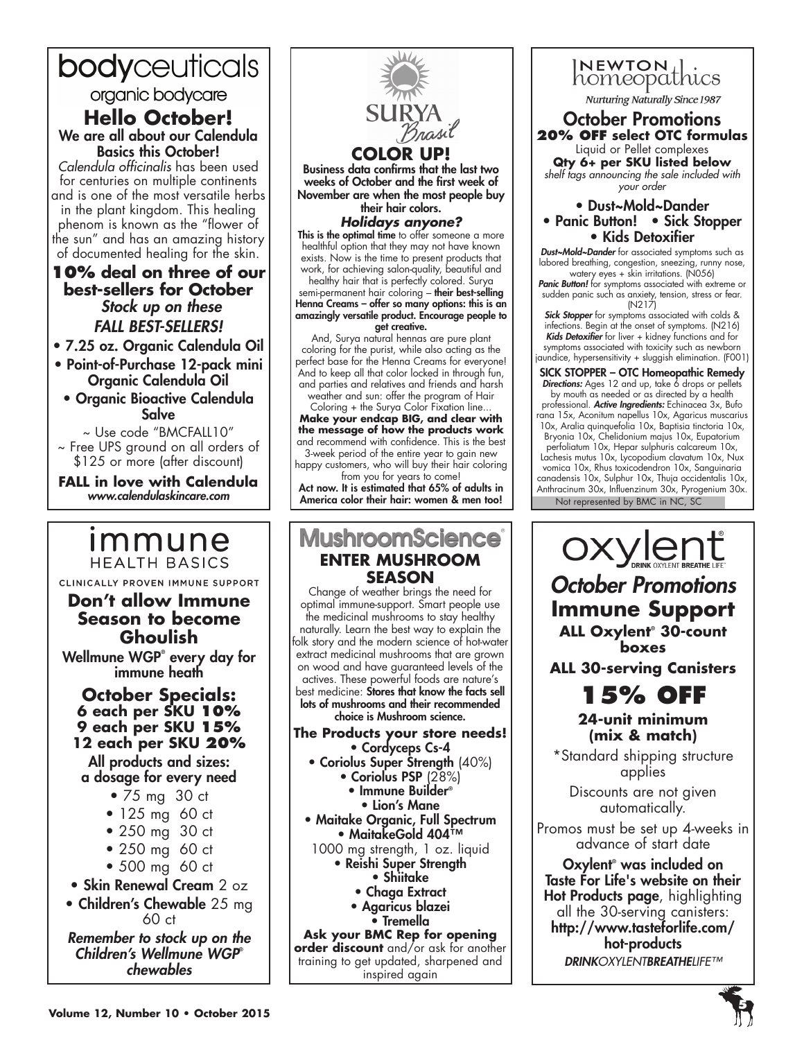# bodyceuticals

organic bodycare

## Hello October!

**We are all about our Calendula Basics this October!**

*Calendula officinalis* has been used for centuries on multiple continents and is one of the most versatile herbs in the plant kingdom. This healing phenom is known as the "flower of the sun" and has an amazing history of documented healing for the skin.

### 10% deal on three of our best-sellers for October

*Stock up on these FALL BEST-SELLERS!*

- **7.25 oz. Organic Calendula Oil**
- **Point-of-Purchase 12-pack mini Organic Calendula Oil**
- **Organic Bioactive Calendula Salve**

~ Use code "BMCFALL10"
~ Free UPS ground on all orders of $125 or more (after discount)

**FALL in love with Calendula**
*www.calendulaskincare.com*

# SURYA Brasil

## COLOR UP!

**Business data confirms that the last two weeks of October and the first week of November are when the most people buy their hair colors.**

***Holidays anyone?***

**This is the optimal time** to offer someone a more healthful option that they may not have known exists. Now is the time to present products that work, for achieving salon-quality, beautiful and healthy hair that is perfectly colored. Surya semi-permanent hair coloring – **their best-selling Henna Creams – offer so many options: this is an amazingly versatile product. Encourage people to get creative.**

And, Surya natural hennas are pure plant coloring for the purist, while also acting as the perfect base for the Henna Creams for everyone! And to keep all that color locked in through fun, and parties and relatives and friends and harsh weather and sun: offer the program of Hair Coloring + the Surya Color Fixation line...

**Make your endcap BIG, and clear with the message of how the products work** and recommend with confidence. This is the best 3-week period of the entire year to gain new happy customers, who will buy their hair coloring from you for years to come!

**Act now. It is estimated that 65% of adults in America color their hair: women & men too!**

# NEWTON homeopathics

*Nurturing Naturally Since 1987*

## October Promotions

**20% OFF select OTC formulas**

Liquid or Pellet complexes

**Qty 6+ per SKU listed below**

*shelf tags announcing the sale included with your order*

- **Dust~Mold~Dander**
- **Panic Button!**
- **Sick Stopper**
- **Kids Detoxifier**

***Dust~Mold~Dander*** for associated symptoms such as labored breathing, congestion, sneezing, runny nose, watery eyes + skin irritations. (N056)

***Panic Button!*** for symptoms associated with extreme or sudden panic such as anxiety, tension, stress or fear. (N217)

***Sick Stopper*** for symptoms associated with colds & infections. Begin at the onset of symptoms. (N216)

***Kids Detoxifier*** for liver + kidney functions and for symptoms associated with toxicity such as newborn jaundice, hypersensitivity + sluggish elimination. (F001)

**SICK STOPPER – OTC Homeopathic Remedy**

***Directions:*** Ages 12 and up, take 6 drops or pellets by mouth as needed or as directed by a health professional. ***Active Ingredients:*** Echinacea 3x, Bufo rana 15x, Aconitum napellus 10x, Agaricus muscarius 10x, Aralia quinquefolia 10x, Baptisia tinctoria 10x, Bryonia 10x, Chelidonium majus 10x, Eupatorium perfoliatum 10x, Hepar sulphuris calcareum 10x, Lachesis mutus 10x, Lycopodium clavatum 10x, Nux vomica 10x, Rhus toxicodendron 10x, Sanguinaria canadensis 10x, Sulphur 10x, Thuja occidentalis 10x, Anthracinum 30x, Influenzinum 30x, Pyrogenium 30x.

Not represented by BMC in NC, SC

# immune HEALTH BASICS

CLINICALLY PROVEN IMMUNE SUPPORT

## Don't allow Immune Season to become Ghoulish

**Wellmune WGP® every day for immune heath**

### October Specials:
**6 each per SKU 10%**
**9 each per SKU 15%**
**12 each per SKU 20%**

**All products and sizes: a dosage for every need**

- 75 mg 30 ct
- 125 mg 60 ct
- 250 mg 30 ct
- 250 mg 60 ct
- 500 mg 60 ct
- **Skin Renewal Cream** 2 oz
- **Children's Chewable** 25 mg 60 ct

***Remember to stock up on the Children's Wellmune WGP® chewables***

# MushroomScience®

## ENTER MUSHROOM SEASON

Change of weather brings the need for optimal immune-support. Smart people use the medicinal mushrooms to stay healthy naturally. Learn the best way to explain the folk story and the modern science of hot-water extract medicinal mushrooms that are grown on wood and have guaranteed levels of the actives. These powerful foods are nature's best medicine: **Stores that know the facts sell lots of mushrooms and their recommended choice is Mushroom science.**

**The Products your store needs!**

- **Cordyceps Cs-4**
- **Coriolus Super Strength** (40%)
- **Coriolus PSP** (28%)
- **Immune Builder®**
- **Lion's Mane**
- **Maitake Organic, Full Spectrum**
- **MaitakeGold 404™** 1000 mg strength, 1 oz. liquid
- **Reishi Super Strength**
- **Shiitake**
- **Chaga Extract**
- **Agaricus blazei**
- **Tremella**

**Ask your BMC Rep for opening order discount** and/or ask for another training to get updated, sharpened and inspired again

# oxylent®

DRINK OXYLENT BREATHE LIFE®

## *October Promotions*

## Immune Support

**ALL Oxylent® 30-count boxes**

**ALL 30-serving Canisters**

## 15% OFF

**24-unit minimum (mix & match)**

*Standard shipping structure applies

Discounts are not given automatically.

Promos must be set up 4-weeks in advance of start date

**Oxylent® was included on Taste For Life's website on their Hot Products page**, highlighting all the 30-serving canisters: **http://www.tasteforlife.com/hot-products**

***DRINK**OXYLENT**BREATHE**LIFE™*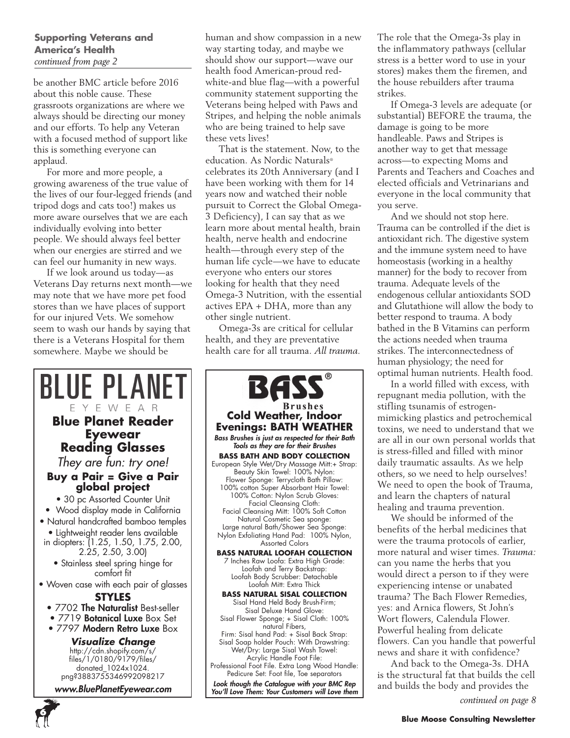**Supporting Veterans and America's Health**
*continued from page 2*

be another BMC article before 2016 about this noble cause. These grassroots organizations are where we always should be directing our money and our efforts. To help any Veteran with a focused method of support like this is something everyone can applaud.

For more and more people, a growing awareness of the true value of the lives of our four-legged friends (and tripod dogs and cats too!) makes us more aware ourselves that we are each individually evolving into better people. We should always feel better when our energies are stirred and we can feel our humanity in new ways.

If we look around us today—as Veterans Day returns next month—we may note that we have more pet food stores than we have places of support for our injured Vets. We somehow seem to wash our hands by saying that there is a Veterans Hospital for them somewhere. Maybe we should be human and show compassion in a new way starting today, and maybe we should show our support—wave our health food American-proud red-white-and blue flag—with a powerful community statement supporting the Veterans being helped with Paws and Stripes, and helping the noble animals who are being trained to help save these vets lives!

That is the statement. Now, to the education. As Nordic Naturals® celebrates its 20th Anniversary (and I have been working with them for 14 years now and watched their noble pursuit to Correct the Global Omega-3 Deficiency), I can say that as we learn more about mental health, brain health, nerve health and endocrine health—through every step of the human life cycle—we have to educate everyone who enters our stores looking for health that they need Omega-3 Nutrition, with the essential actives EPA + DHA, more than any other single nutrient.

Omega-3s are critical for cellular health, and they are preventative health care for all trauma. *All trauma.*

The role that the Omega-3s play in the inflammatory pathways (cellular stress is a better word to use in your stores) makes them the firemen, and the house rebuilders after trauma strikes.

If Omega-3 levels are adequate (or substantial) BEFORE the trauma, the damage is going to be more handleable. Paws and Stripes is another way to get that message across—to expecting Moms and Parents and Teachers and Coaches and elected officials and Vetrinarians and everyone in the local community that you serve.

And we should not stop here. Trauma can be controlled if the diet is antioxidant rich. The digestive system and the immune system need to have homeostasis (working in a healthy manner) for the body to recover from trauma. Adequate levels of the endogenous cellular antioxidants SOD and Glutathione will allow the body to better respond to trauma. A body bathed in the B Vitamins can perform the actions needed when trauma strikes. The interconnectedness of human physiology; the need for optimal human nutrients. Health food.

In a world filled with excess, with repugnant media pollution, with the stifling tsunamis of estrogen-mimicking plastics and petrochemical toxins, we need to understand that we are all in our own personal worlds that is stress-filled and filled with minor daily traumatic assaults. As we help others, so we need to help ourselves! We need to open the book of Trauma, and learn the chapters of natural healing and trauma prevention.

We should be informed of the benefits of the herbal medicines that were the trauma protocols of earlier, more natural and wiser times. *Trauma:* can you name the herbs that you would direct a person to if they were experiencing intense or unabated trauma? The Bach Flower Remedies, yes: and Arnica flowers, St John's Wort flowers, Calendula Flower. Powerful healing from delicate flowers. Can you handle that powerful news and share it with confidence?

And back to the Omega-3s. DHA is the structural fat that builds the cell and builds the body and provides the

*continued on page 8*

---

# BLUE PLANET
EYEWEAR

## Blue Planet Reader Eyewear Reading Glasses

*They are fun: try one!*

**Buy a Pair = Give a Pair global project**

- 30 pc Assorted Counter Unit
- Wood display made in California
- Natural handcrafted bamboo temples
- Lightweight reader lens available in diopters: (1.25, 1.50, 1.75, 2.00, 2.25, 2.50, 3.00)
- Stainless steel spring hinge for comfort fit
- Woven case with each pair of glasses

**STYLES**

- 7702 **The Naturalist** Best-seller
- 7719 **Botanical Luxe** Box Set
- 7797 **Modern Retro Luxe** Box

***Visualize Change***
http://cdn.shopify.com/s/files/1/0180/9179/files/donated_1024x1024.png?3883755346992098217

***www.BluePlanetEyewear.com***

---

# BASS® Brushes

## Cold Weather, Indoor Evenings: BATH WEATHER

***Bass Brushes is just as respected for their Bath Tools as they are for their Brushes***

**BASS BATH AND BODY COLLECTION**
European Style Wet/Dry Massage Mitt:+ Strap: Beauty Skin Towel: 100% Nylon: Flower Sponge: Terrycloth Bath Pillow: 100% cotton Super Absorbant Hair Towel: 100% Cotton: Nylon Scrub Gloves: Facial Cleansing Cloth: Facial Cleansing Mitt: 100% Soft Cotton Natural Cosmetic Sea sponge: Large natural Bath/Shower Sea Sponge: Nylon Exfoliating Hand Pad: 100% Nylon, Assorted Colors

**BASS NATURAL LOOFAH COLLECTION**
7 Inches Raw Loofa: Extra High Grade: Loofah and Terry Backstrap: Loofah Body Scrubber: Detachable Loofah Mitt: Extra Thick

**BASS NATURAL SISAL COLLECTION**
Sisal Hand Held Body Brush-Firm; Sisal Deluxe Hand Glove: Sisal Flower Sponge; + Sisal Cloth: 100% natural Fibers, Firm: Sisal hand Pad: + Sisal Back Strap: Sisal Soap holder Pouch: With Drawstring: Wet/Dry: Large Sisal Wash Towel: Acrylic Handle Foot File: Professional Foot File. Extra Long Wood Handle: Pedicure Set: Foot file, Toe separators

***Look though the Catalogue with your BMC Rep You'll Love Them: Your Customers will Love them***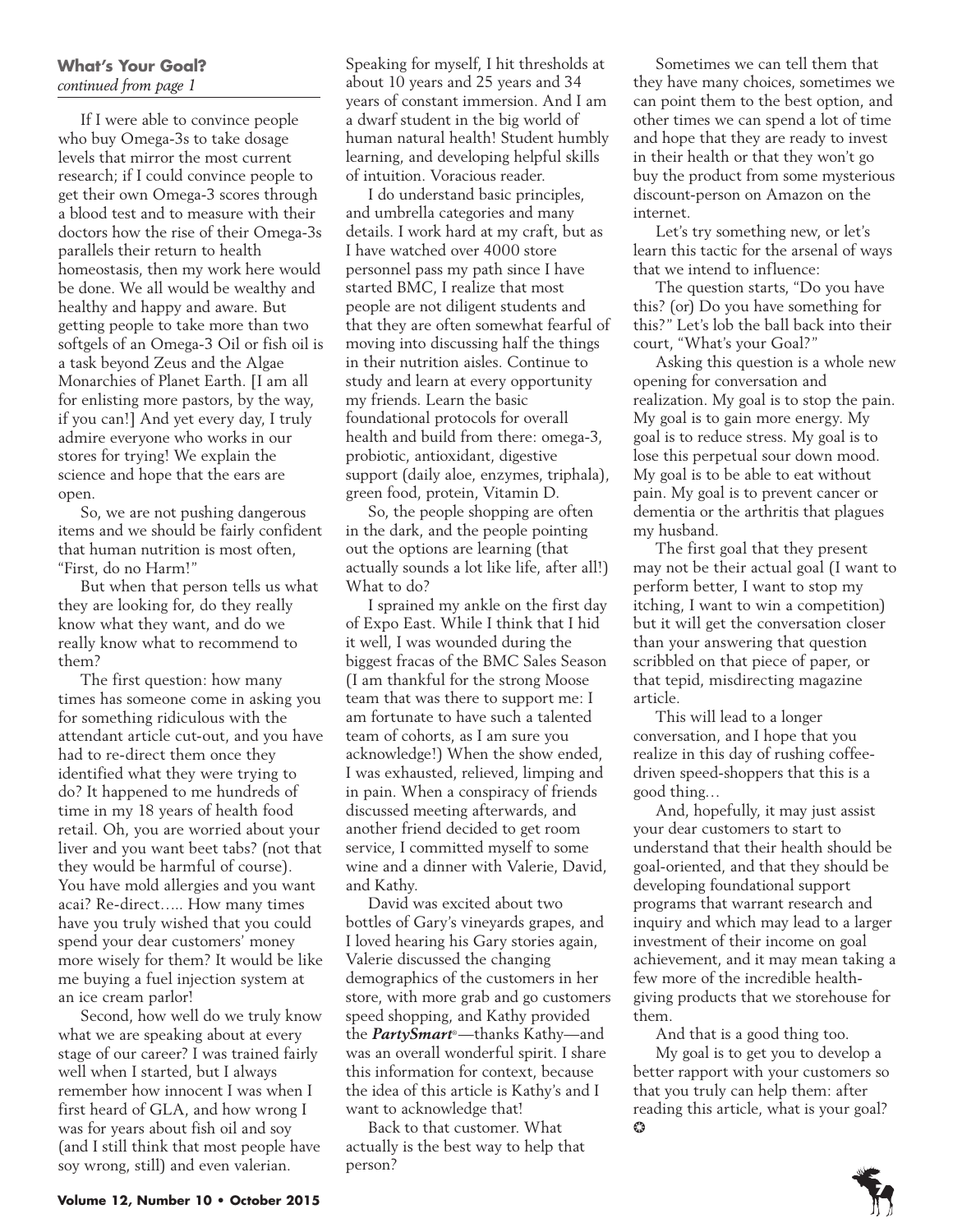**What's Your Goal?**
*continued from page 1*

If I were able to convince people who buy Omega-3s to take dosage levels that mirror the most current research; if I could convince people to get their own Omega-3 scores through a blood test and to measure with their doctors how the rise of their Omega-3s parallels their return to health homeostasis, then my work here would be done. We all would be wealthy and healthy and happy and aware. But getting people to take more than two softgels of an Omega-3 Oil or fish oil is a task beyond Zeus and the Algae Monarchies of Planet Earth. [I am all for enlisting more pastors, by the way, if you can!] And yet every day, I truly admire everyone who works in our stores for trying! We explain the science and hope that the ears are open.

So, we are not pushing dangerous items and we should be fairly confident that human nutrition is most often, "First, do no Harm!"

But when that person tells us what they are looking for, do they really know what they want, and do we really know what to recommend to them?

The first question: how many times has someone come in asking you for something ridiculous with the attendant article cut-out, and you have had to re-direct them once they identified what they were trying to do? It happened to me hundreds of time in my 18 years of health food retail. Oh, you are worried about your liver and you want beet tabs? (not that they would be harmful of course). You have mold allergies and you want acai? Re-direct….. How many times have you truly wished that you could spend your dear customers' money more wisely for them? It would be like me buying a fuel injection system at an ice cream parlor!

Second, how well do we truly know what we are speaking about at every stage of our career? I was trained fairly well when I started, but I always remember how innocent I was when I first heard of GLA, and how wrong I was for years about fish oil and soy (and I still think that most people have soy wrong, still) and even valerian. Speaking for myself, I hit thresholds at about 10 years and 25 years and 34 years of constant immersion. And I am a dwarf student in the big world of human natural health! Student humbly learning, and developing helpful skills of intuition. Voracious reader.

I do understand basic principles, and umbrella categories and many details. I work hard at my craft, but as I have watched over 4000 store personnel pass my path since I have started BMC, I realize that most people are not diligent students and that they are often somewhat fearful of moving into discussing half the things in their nutrition aisles. Continue to study and learn at every opportunity my friends. Learn the basic foundational protocols for overall health and build from there: omega-3, probiotic, antioxidant, digestive support (daily aloe, enzymes, triphala), green food, protein, Vitamin D.

So, the people shopping are often in the dark, and the people pointing out the options are learning (that actually sounds a lot like life, after all!) What to do?

I sprained my ankle on the first day of Expo East. While I think that I hid it well, I was wounded during the biggest fracas of the BMC Sales Season (I am thankful for the strong Moose team that was there to support me: I am fortunate to have such a talented team of cohorts, as I am sure you acknowledge!) When the show ended, I was exhausted, relieved, limping and in pain. When a conspiracy of friends discussed meeting afterwards, and another friend decided to get room service, I committed myself to some wine and a dinner with Valerie, David, and Kathy.

David was excited about two bottles of Gary's vineyards grapes, and I loved hearing his Gary stories again, Valerie discussed the changing demographics of the customers in her store, with more grab and go customers speed shopping, and Kathy provided the ***PartySmart***®—thanks Kathy—and was an overall wonderful spirit. I share this information for context, because the idea of this article is Kathy's and I want to acknowledge that!

Back to that customer. What actually is the best way to help that person?

Sometimes we can tell them that they have many choices, sometimes we can point them to the best option, and other times we can spend a lot of time and hope that they are ready to invest in their health or that they won't go buy the product from some mysterious discount-person on Amazon on the internet.

Let's try something new, or let's learn this tactic for the arsenal of ways that we intend to influence:

The question starts, "Do you have this? (or) Do you have something for this?" Let's lob the ball back into their court, "What's your Goal?"

Asking this question is a whole new opening for conversation and realization. My goal is to stop the pain. My goal is to gain more energy. My goal is to reduce stress. My goal is to lose this perpetual sour down mood. My goal is to be able to eat without pain. My goal is to prevent cancer or dementia or the arthritis that plagues my husband.

The first goal that they present may not be their actual goal (I want to perform better, I want to stop my itching, I want to win a competition) but it will get the conversation closer than your answering that question scribbled on that piece of paper, or that tepid, misdirecting magazine article.

This will lead to a longer conversation, and I hope that you realize in this day of rushing coffee-driven speed-shoppers that this is a good thing…

And, hopefully, it may just assist your dear customers to start to understand that their health should be goal-oriented, and that they should be developing foundational support programs that warrant research and inquiry and which may lead to a larger investment of their income on goal achievement, and it may mean taking a few more of the incredible health-giving products that we storehouse for them.

And that is a good thing too.

My goal is to get you to develop a better rapport with your customers so that you truly can help them: after reading this article, what is your goal? ❂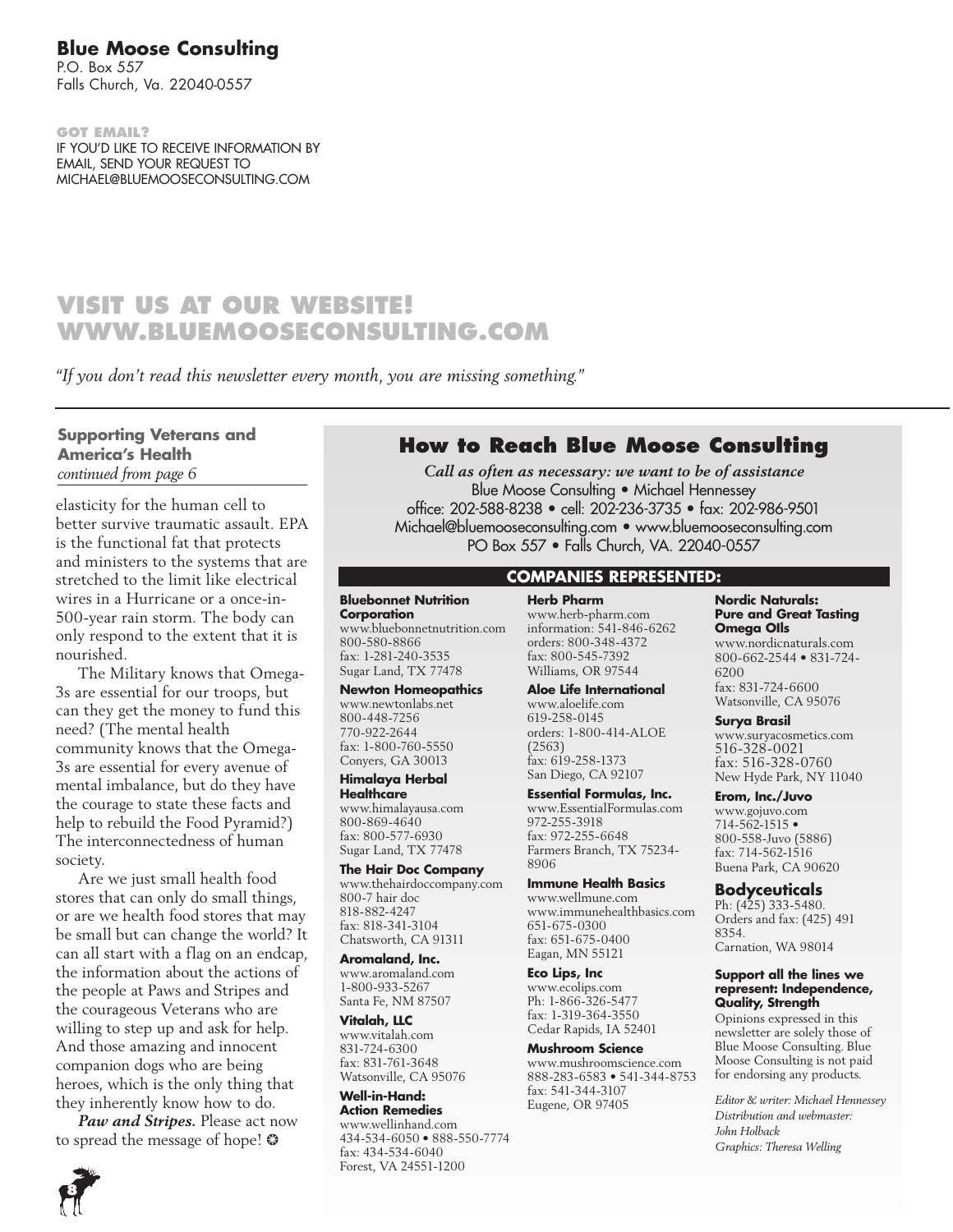**Blue Moose Consulting**
P.O. Box 557
Falls Church, Va. 22040-0557

**GOT EMAIL?**
IF YOU'D LIKE TO RECEIVE INFORMATION BY EMAIL, SEND YOUR REQUEST TO MICHAEL@BLUEMOOSECONSULTING.COM

## VISIT US AT OUR WEBSITE! WWW.BLUEMOOSECONSULTING.COM

*"If you don't read this newsletter every month, you are missing something."*

### Supporting Veterans and America's Health
*continued from page 6*

elasticity for the human cell to better survive traumatic assault. EPA is the functional fat that protects and ministers to the systems that are stretched to the limit like electrical wires in a Hurricane or a once-in-500-year rain storm. The body can only respond to the extent that it is nourished.

The Military knows that Omega-3s are essential for our troops, but can they get the money to fund this need? (The mental health community knows that the Omega-3s are essential for every avenue of mental imbalance, but do they have the courage to state these facts and help to rebuild the Food Pyramid?) The interconnectedness of human society.

Are we just small health food stores that can only do small things, or are we health food stores that may be small but can change the world? It can all start with a flag on an endcap, the information about the actions of the people at Paws and Stripes and the courageous Veterans who are willing to step up and ask for help. And those amazing and innocent companion dogs who are being heroes, which is the only thing that they inherently know how to do.

***Paw and Stripes.*** Please act now to spread the message of hope! ✪

## How to Reach Blue Moose Consulting

***Call as often as necessary: we want to be of assistance***
Blue Moose Consulting • Michael Hennessey
office: 202-588-8238 • cell: 202-236-3735 • fax: 202-986-9501
Michael@bluemooseconsulting.com • www.bluemooseconsulting.com
PO Box 557 • Falls Church, VA. 22040-0557

### COMPANIES REPRESENTED:

**Bluebonnet Nutrition Corporation**
www.bluebonnetnutrition.com
800-580-8866
fax: 1-281-240-3535
Sugar Land, TX 77478

**Newton Homeopathics**
www.newtonlabs.net
800-448-7256
770-922-2644
fax: 1-800-760-5550
Conyers, GA 30013

**Himalaya Herbal Healthcare**
www.himalayausa.com
800-869-4640
fax: 800-577-6930
Sugar Land, TX 77478

**The Hair Doc Company**
www.thehairdoccompany.com
800-7 hair doc
818-882-4247
fax: 818-341-3104
Chatsworth, CA 91311

**Aromaland, Inc.**
www.aromaland.com
1-800-933-5267
Santa Fe, NM 87507

**Vitalah, LLC**
www.vitalah.com
831-724-6300
fax: 831-761-3648
Watsonville, CA 95076

**Well-in-Hand: Action Remedies**
www.wellinhand.com
434-534-6050 • 888-550-7774
fax: 434-534-6040
Forest, VA 24551-1200

**Herb Pharm**
www.herb-pharm.com
information: 541-846-6262
orders: 800-348-4372
fax: 800-545-7392
Williams, OR 97544

**Aloe Life International**
www.aloelife.com
619-258-0145
orders: 1-800-414-ALOE (2563)
fax: 619-258-1373
San Diego, CA 92107

**Essential Formulas, Inc.**
www.EssentialFormulas.com
972-255-3918
fax: 972-255-6648
Farmers Branch, TX 75234-8906

**Immune Health Basics**
www.wellmune.com
www.immunehealthbasics.com
651-675-0300
fax: 651-675-0400
Eagan, MN 55121

**Eco Lips, Inc**
www.ecolips.com
Ph: 1-866-326-5477
fax: 1-319-364-3550
Cedar Rapids, IA 52401

**Mushroom Science**
www.mushroomscience.com
888-283-6583 • 541-344-8753
fax: 541-344-3107
Eugene, OR 97405

**Nordic Naturals: Pure and Great Tasting Omega OIls**
www.nordicnaturals.com
800-662-2544 • 831-724-6200
fax: 831-724-6600
Watsonville, CA 95076

**Surya Brasil**
www.suryacosmetics.com
516-328-0021
fax: 516-328-0760
New Hyde Park, NY 11040

**Erom, Inc./Juvo**
www.gojuvo.com
714-562-1515 •
800-558-Juvo (5886)
fax: 714-562-1516
Buena Park, CA 90620

**Bodyceuticals**
Ph: (425) 333-5480.
Orders and fax: (425) 491 8354.
Carnation, WA 98014

**Support all the lines we represent: Independence, Quality, Strength**

Opinions expressed in this newsletter are solely those of Blue Moose Consulting. Blue Moose Consulting is not paid for endorsing any products.

*Editor & writer: Michael Hennessey*
*Distribution and webmaster: John Holback*
*Graphics: Theresa Welling*